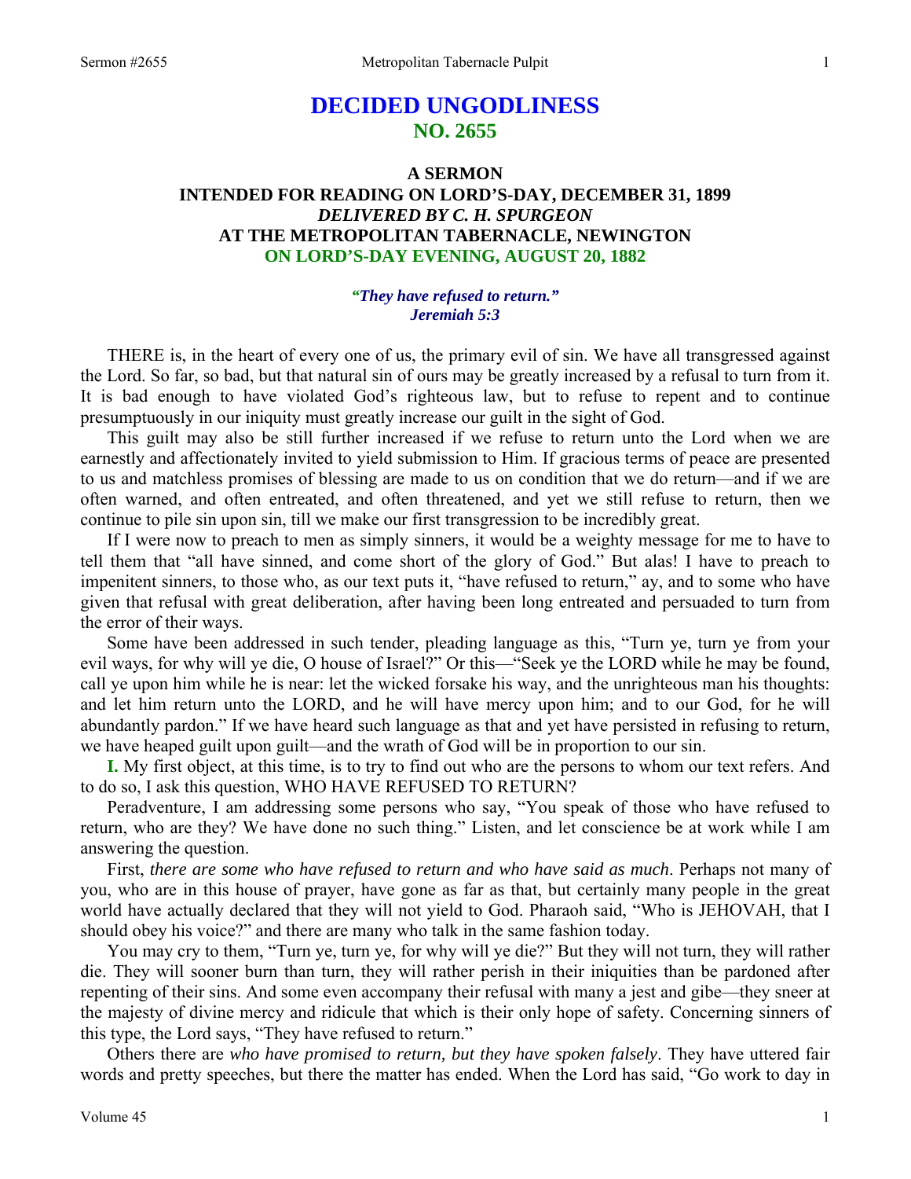# DECIDED UNGODLINESS
## NO. 2655

### A SERMON
### INTENDED FOR READING ON LORD'S-DAY, DECEMBER 31, 1899
### *DELIVERED BY C. H. SPURGEON*
### AT THE METROPOLITAN TABERNACLE, NEWINGTON
### ON LORD'S-DAY EVENING, AUGUST 20, 1882

*"They have refused to return."*
*Jeremiah 5:3*

THERE is, in the heart of every one of us, the primary evil of sin. We have all transgressed against the Lord. So far, so bad, but that natural sin of ours may be greatly increased by a refusal to turn from it. It is bad enough to have violated God's righteous law, but to refuse to repent and to continue presumptuously in our iniquity must greatly increase our guilt in the sight of God.

This guilt may also be still further increased if we refuse to return unto the Lord when we are earnestly and affectionately invited to yield submission to Him. If gracious terms of peace are presented to us and matchless promises of blessing are made to us on condition that we do return—and if we are often warned, and often entreated, and often threatened, and yet we still refuse to return, then we continue to pile sin upon sin, till we make our first transgression to be incredibly great.

If I were now to preach to men as simply sinners, it would be a weighty message for me to have to tell them that "all have sinned, and come short of the glory of God." But alas! I have to preach to impenitent sinners, to those who, as our text puts it, "have refused to return," ay, and to some who have given that refusal with great deliberation, after having been long entreated and persuaded to turn from the error of their ways.

Some have been addressed in such tender, pleading language as this, "Turn ye, turn ye from your evil ways, for why will ye die, O house of Israel?" Or this—"Seek ye the LORD while he may be found, call ye upon him while he is near: let the wicked forsake his way, and the unrighteous man his thoughts: and let him return unto the LORD, and he will have mercy upon him; and to our God, for he will abundantly pardon." If we have heard such language as that and yet have persisted in refusing to return, we have heaped guilt upon guilt—and the wrath of God will be in proportion to our sin.

**I.** My first object, at this time, is to try to find out who are the persons to whom our text refers. And to do so, I ask this question, WHO HAVE REFUSED TO RETURN?

Peradventure, I am addressing some persons who say, "You speak of those who have refused to return, who are they? We have done no such thing." Listen, and let conscience be at work while I am answering the question.

First, *there are some who have refused to return and who have said as much*. Perhaps not many of you, who are in this house of prayer, have gone as far as that, but certainly many people in the great world have actually declared that they will not yield to God. Pharaoh said, "Who is JEHOVAH, that I should obey his voice?" and there are many who talk in the same fashion today.

You may cry to them, "Turn ye, turn ye, for why will ye die?" But they will not turn, they will rather die. They will sooner burn than turn, they will rather perish in their iniquities than be pardoned after repenting of their sins. And some even accompany their refusal with many a jest and gibe—they sneer at the majesty of divine mercy and ridicule that which is their only hope of safety. Concerning sinners of this type, the Lord says, "They have refused to return."

Others there are *who have promised to return, but they have spoken falsely*. They have uttered fair words and pretty speeches, but there the matter has ended. When the Lord has said, "Go work to day in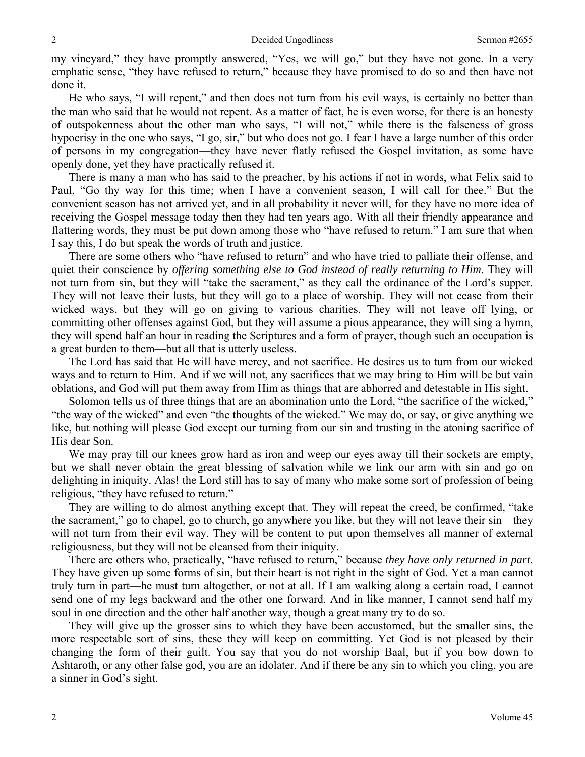my vineyard," they have promptly answered, "Yes, we will go," but they have not gone. In a very emphatic sense, "they have refused to return," because they have promised to do so and then have not done it.

He who says, "I will repent," and then does not turn from his evil ways, is certainly no better than the man who said that he would not repent. As a matter of fact, he is even worse, for there is an honesty of outspokenness about the other man who says, "I will not," while there is the falseness of gross hypocrisy in the one who says, "I go, sir," but who does not go. I fear I have a large number of this order of persons in my congregation—they have never flatly refused the Gospel invitation, as some have openly done, yet they have practically refused it.

There is many a man who has said to the preacher, by his actions if not in words, what Felix said to Paul, "Go thy way for this time; when I have a convenient season, I will call for thee." But the convenient season has not arrived yet, and in all probability it never will, for they have no more idea of receiving the Gospel message today then they had ten years ago. With all their friendly appearance and flattering words, they must be put down among those who "have refused to return." I am sure that when I say this, I do but speak the words of truth and justice.

There are some others who "have refused to return" and who have tried to palliate their offense, and quiet their conscience by *offering something else to God instead of really returning to Him*. They will not turn from sin, but they will "take the sacrament," as they call the ordinance of the Lord's supper. They will not leave their lusts, but they will go to a place of worship. They will not cease from their wicked ways, but they will go on giving to various charities. They will not leave off lying, or committing other offenses against God, but they will assume a pious appearance, they will sing a hymn, they will spend half an hour in reading the Scriptures and a form of prayer, though such an occupation is a great burden to them—but all that is utterly useless.

The Lord has said that He will have mercy, and not sacrifice. He desires us to turn from our wicked ways and to return to Him. And if we will not, any sacrifices that we may bring to Him will be but vain oblations, and God will put them away from Him as things that are abhorred and detestable in His sight.

Solomon tells us of three things that are an abomination unto the Lord, "the sacrifice of the wicked," "the way of the wicked" and even "the thoughts of the wicked." We may do, or say, or give anything we like, but nothing will please God except our turning from our sin and trusting in the atoning sacrifice of His dear Son.

We may pray till our knees grow hard as iron and weep our eyes away till their sockets are empty, but we shall never obtain the great blessing of salvation while we link our arm with sin and go on delighting in iniquity. Alas! the Lord still has to say of many who make some sort of profession of being religious, "they have refused to return."

They are willing to do almost anything except that. They will repeat the creed, be confirmed, "take the sacrament," go to chapel, go to church, go anywhere you like, but they will not leave their sin—they will not turn from their evil way. They will be content to put upon themselves all manner of external religiousness, but they will not be cleansed from their iniquity.

There are others who, practically, "have refused to return," because *they have only returned in part*. They have given up some forms of sin, but their heart is not right in the sight of God. Yet a man cannot truly turn in part—he must turn altogether, or not at all. If I am walking along a certain road, I cannot send one of my legs backward and the other one forward. And in like manner, I cannot send half my soul in one direction and the other half another way, though a great many try to do so.

They will give up the grosser sins to which they have been accustomed, but the smaller sins, the more respectable sort of sins, these they will keep on committing. Yet God is not pleased by their changing the form of their guilt. You say that you do not worship Baal, but if you bow down to Ashtaroth, or any other false god, you are an idolater. And if there be any sin to which you cling, you are a sinner in God's sight.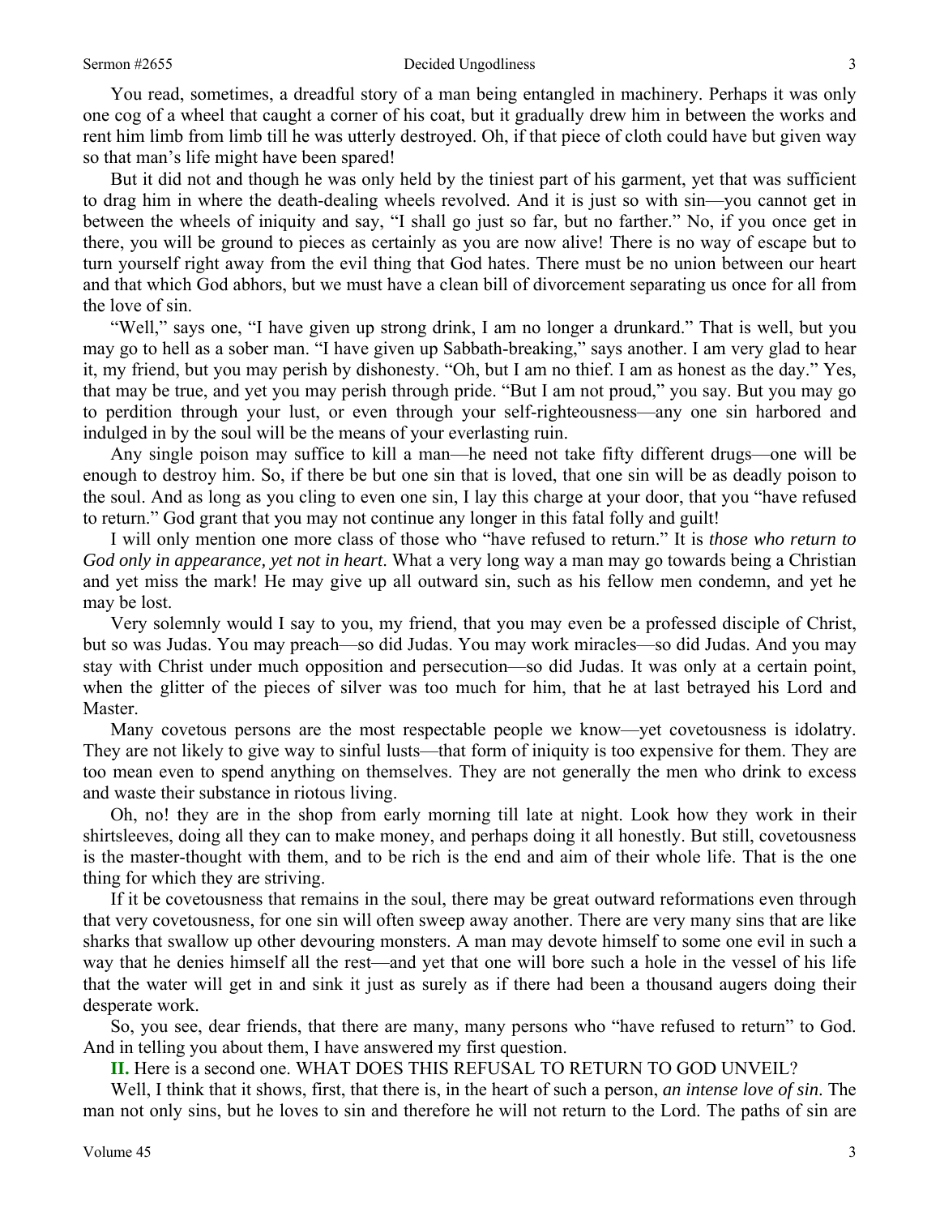You read, sometimes, a dreadful story of a man being entangled in machinery. Perhaps it was only one cog of a wheel that caught a corner of his coat, but it gradually drew him in between the works and rent him limb from limb till he was utterly destroyed. Oh, if that piece of cloth could have but given way so that man's life might have been spared!

But it did not and though he was only held by the tiniest part of his garment, yet that was sufficient to drag him in where the death-dealing wheels revolved. And it is just so with sin—you cannot get in between the wheels of iniquity and say, "I shall go just so far, but no farther." No, if you once get in there, you will be ground to pieces as certainly as you are now alive! There is no way of escape but to turn yourself right away from the evil thing that God hates. There must be no union between our heart and that which God abhors, but we must have a clean bill of divorcement separating us once for all from the love of sin.

"Well," says one, "I have given up strong drink, I am no longer a drunkard." That is well, but you may go to hell as a sober man. "I have given up Sabbath-breaking," says another. I am very glad to hear it, my friend, but you may perish by dishonesty. "Oh, but I am no thief. I am as honest as the day." Yes, that may be true, and yet you may perish through pride. "But I am not proud," you say. But you may go to perdition through your lust, or even through your self-righteousness—any one sin harbored and indulged in by the soul will be the means of your everlasting ruin.

Any single poison may suffice to kill a man—he need not take fifty different drugs—one will be enough to destroy him. So, if there be but one sin that is loved, that one sin will be as deadly poison to the soul. And as long as you cling to even one sin, I lay this charge at your door, that you "have refused to return." God grant that you may not continue any longer in this fatal folly and guilt!

I will only mention one more class of those who "have refused to return." It is *those who return to God only in appearance, yet not in heart*. What a very long way a man may go towards being a Christian and yet miss the mark! He may give up all outward sin, such as his fellow men condemn, and yet he may be lost.

Very solemnly would I say to you, my friend, that you may even be a professed disciple of Christ, but so was Judas. You may preach—so did Judas. You may work miracles—so did Judas. And you may stay with Christ under much opposition and persecution—so did Judas. It was only at a certain point, when the glitter of the pieces of silver was too much for him, that he at last betrayed his Lord and Master.

Many covetous persons are the most respectable people we know—yet covetousness is idolatry. They are not likely to give way to sinful lusts—that form of iniquity is too expensive for them. They are too mean even to spend anything on themselves. They are not generally the men who drink to excess and waste their substance in riotous living.

Oh, no! they are in the shop from early morning till late at night. Look how they work in their shirtsleeves, doing all they can to make money, and perhaps doing it all honestly. But still, covetousness is the master-thought with them, and to be rich is the end and aim of their whole life. That is the one thing for which they are striving.

If it be covetousness that remains in the soul, there may be great outward reformations even through that very covetousness, for one sin will often sweep away another. There are very many sins that are like sharks that swallow up other devouring monsters. A man may devote himself to some one evil in such a way that he denies himself all the rest—and yet that one will bore such a hole in the vessel of his life that the water will get in and sink it just as surely as if there had been a thousand augers doing their desperate work.

So, you see, dear friends, that there are many, many persons who "have refused to return" to God. And in telling you about them, I have answered my first question.

**II.** Here is a second one. WHAT DOES THIS REFUSAL TO RETURN TO GOD UNVEIL?

Well, I think that it shows, first, that there is, in the heart of such a person, *an intense love of sin*. The man not only sins, but he loves to sin and therefore he will not return to the Lord. The paths of sin are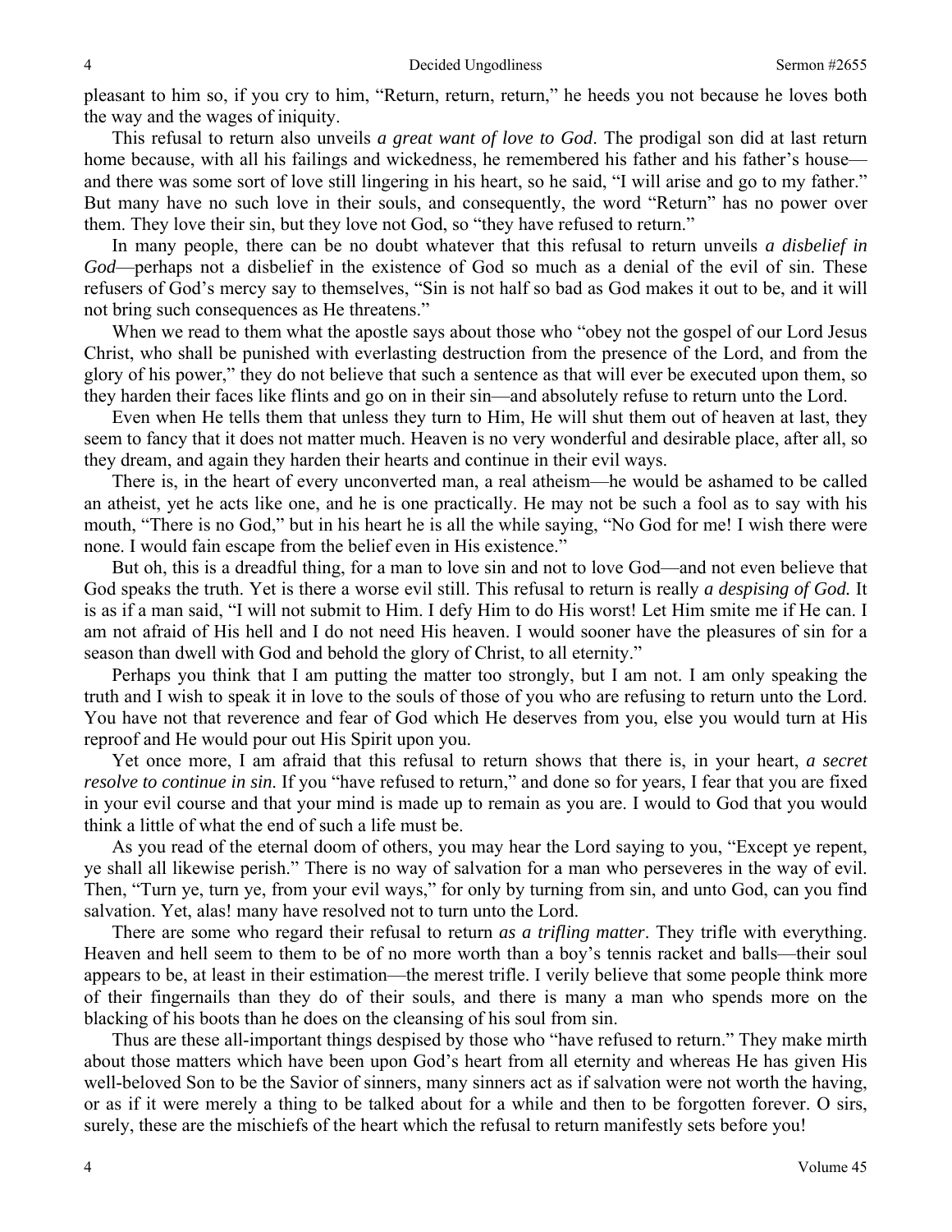pleasant to him so, if you cry to him, "Return, return, return," he heeds you not because he loves both the way and the wages of iniquity.

This refusal to return also unveils *a great want of love to God*. The prodigal son did at last return home because, with all his failings and wickedness, he remembered his father and his father's house—and there was some sort of love still lingering in his heart, so he said, "I will arise and go to my father." But many have no such love in their souls, and consequently, the word "Return" has no power over them. They love their sin, but they love not God, so "they have refused to return."

In many people, there can be no doubt whatever that this refusal to return unveils *a disbelief in God*—perhaps not a disbelief in the existence of God so much as a denial of the evil of sin. These refusers of God's mercy say to themselves, "Sin is not half so bad as God makes it out to be, and it will not bring such consequences as He threatens."

When we read to them what the apostle says about those who "obey not the gospel of our Lord Jesus Christ, who shall be punished with everlasting destruction from the presence of the Lord, and from the glory of his power," they do not believe that such a sentence as that will ever be executed upon them, so they harden their faces like flints and go on in their sin—and absolutely refuse to return unto the Lord.

Even when He tells them that unless they turn to Him, He will shut them out of heaven at last, they seem to fancy that it does not matter much. Heaven is no very wonderful and desirable place, after all, so they dream, and again they harden their hearts and continue in their evil ways.

There is, in the heart of every unconverted man, a real atheism—he would be ashamed to be called an atheist, yet he acts like one, and he is one practically. He may not be such a fool as to say with his mouth, "There is no God," but in his heart he is all the while saying, "No God for me! I wish there were none. I would fain escape from the belief even in His existence."

But oh, this is a dreadful thing, for a man to love sin and not to love God—and not even believe that God speaks the truth. Yet is there a worse evil still. This refusal to return is really *a despising of God.* It is as if a man said, "I will not submit to Him. I defy Him to do His worst! Let Him smite me if He can. I am not afraid of His hell and I do not need His heaven. I would sooner have the pleasures of sin for a season than dwell with God and behold the glory of Christ, to all eternity."

Perhaps you think that I am putting the matter too strongly, but I am not. I am only speaking the truth and I wish to speak it in love to the souls of those of you who are refusing to return unto the Lord. You have not that reverence and fear of God which He deserves from you, else you would turn at His reproof and He would pour out His Spirit upon you.

Yet once more, I am afraid that this refusal to return shows that there is, in your heart, *a secret resolve to continue in sin.* If you "have refused to return," and done so for years, I fear that you are fixed in your evil course and that your mind is made up to remain as you are. I would to God that you would think a little of what the end of such a life must be.

As you read of the eternal doom of others, you may hear the Lord saying to you, "Except ye repent, ye shall all likewise perish." There is no way of salvation for a man who perseveres in the way of evil. Then, "Turn ye, turn ye, from your evil ways," for only by turning from sin, and unto God, can you find salvation. Yet, alas! many have resolved not to turn unto the Lord.

There are some who regard their refusal to return *as a trifling matter*. They trifle with everything. Heaven and hell seem to them to be of no more worth than a boy's tennis racket and balls—their soul appears to be, at least in their estimation—the merest trifle. I verily believe that some people think more of their fingernails than they do of their souls, and there is many a man who spends more on the blacking of his boots than he does on the cleansing of his soul from sin.

Thus are these all-important things despised by those who "have refused to return." They make mirth about those matters which have been upon God's heart from all eternity and whereas He has given His well-beloved Son to be the Savior of sinners, many sinners act as if salvation were not worth the having, or as if it were merely a thing to be talked about for a while and then to be forgotten forever. O sirs, surely, these are the mischiefs of the heart which the refusal to return manifestly sets before you!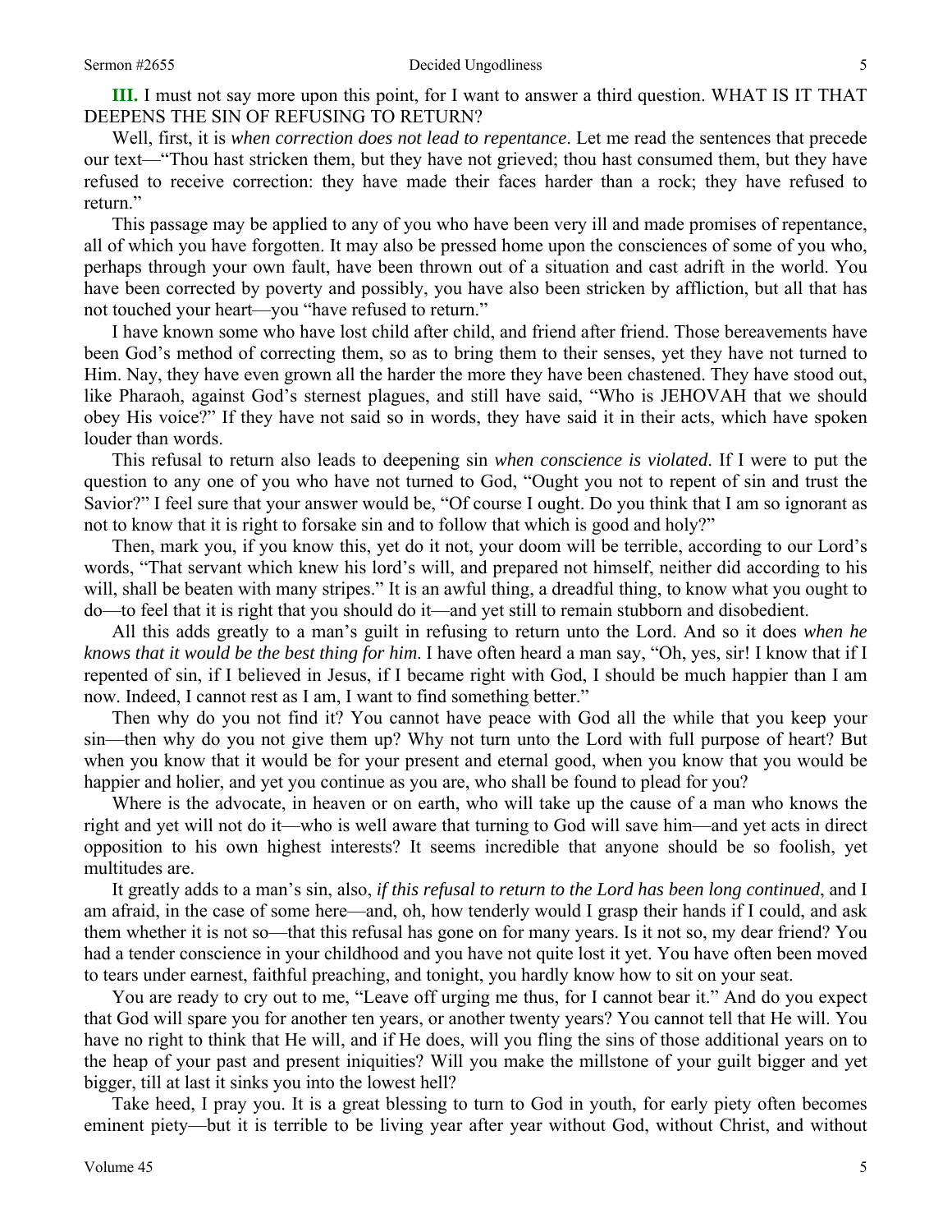**III.** I must not say more upon this point, for I want to answer a third question. WHAT IS IT THAT DEEPENS THE SIN OF REFUSING TO RETURN?

Well, first, it is *when correction does not lead to repentance*. Let me read the sentences that precede our text—"Thou hast stricken them, but they have not grieved; thou hast consumed them, but they have refused to receive correction: they have made their faces harder than a rock; they have refused to return."

This passage may be applied to any of you who have been very ill and made promises of repentance, all of which you have forgotten. It may also be pressed home upon the consciences of some of you who, perhaps through your own fault, have been thrown out of a situation and cast adrift in the world. You have been corrected by poverty and possibly, you have also been stricken by affliction, but all that has not touched your heart—you "have refused to return."

I have known some who have lost child after child, and friend after friend. Those bereavements have been God's method of correcting them, so as to bring them to their senses, yet they have not turned to Him. Nay, they have even grown all the harder the more they have been chastened. They have stood out, like Pharaoh, against God's sternest plagues, and still have said, "Who is JEHOVAH that we should obey His voice?" If they have not said so in words, they have said it in their acts, which have spoken louder than words.

This refusal to return also leads to deepening sin *when conscience is violated*. If I were to put the question to any one of you who have not turned to God, "Ought you not to repent of sin and trust the Savior?" I feel sure that your answer would be, "Of course I ought. Do you think that I am so ignorant as not to know that it is right to forsake sin and to follow that which is good and holy?"

Then, mark you, if you know this, yet do it not, your doom will be terrible, according to our Lord's words, "That servant which knew his lord's will, and prepared not himself, neither did according to his will, shall be beaten with many stripes." It is an awful thing, a dreadful thing, to know what you ought to do—to feel that it is right that you should do it—and yet still to remain stubborn and disobedient.

All this adds greatly to a man's guilt in refusing to return unto the Lord. And so it does *when he knows that it would be the best thing for him*. I have often heard a man say, "Oh, yes, sir! I know that if I repented of sin, if I believed in Jesus, if I became right with God, I should be much happier than I am now. Indeed, I cannot rest as I am, I want to find something better."

Then why do you not find it? You cannot have peace with God all the while that you keep your sin—then why do you not give them up? Why not turn unto the Lord with full purpose of heart? But when you know that it would be for your present and eternal good, when you know that you would be happier and holier, and yet you continue as you are, who shall be found to plead for you?

Where is the advocate, in heaven or on earth, who will take up the cause of a man who knows the right and yet will not do it—who is well aware that turning to God will save him—and yet acts in direct opposition to his own highest interests? It seems incredible that anyone should be so foolish, yet multitudes are.

It greatly adds to a man's sin, also, *if this refusal to return to the Lord has been long continued*, and I am afraid, in the case of some here—and, oh, how tenderly would I grasp their hands if I could, and ask them whether it is not so—that this refusal has gone on for many years. Is it not so, my dear friend? You had a tender conscience in your childhood and you have not quite lost it yet. You have often been moved to tears under earnest, faithful preaching, and tonight, you hardly know how to sit on your seat.

You are ready to cry out to me, "Leave off urging me thus, for I cannot bear it." And do you expect that God will spare you for another ten years, or another twenty years? You cannot tell that He will. You have no right to think that He will, and if He does, will you fling the sins of those additional years on to the heap of your past and present iniquities? Will you make the millstone of your guilt bigger and yet bigger, till at last it sinks you into the lowest hell?

Take heed, I pray you. It is a great blessing to turn to God in youth, for early piety often becomes eminent piety—but it is terrible to be living year after year without God, without Christ, and without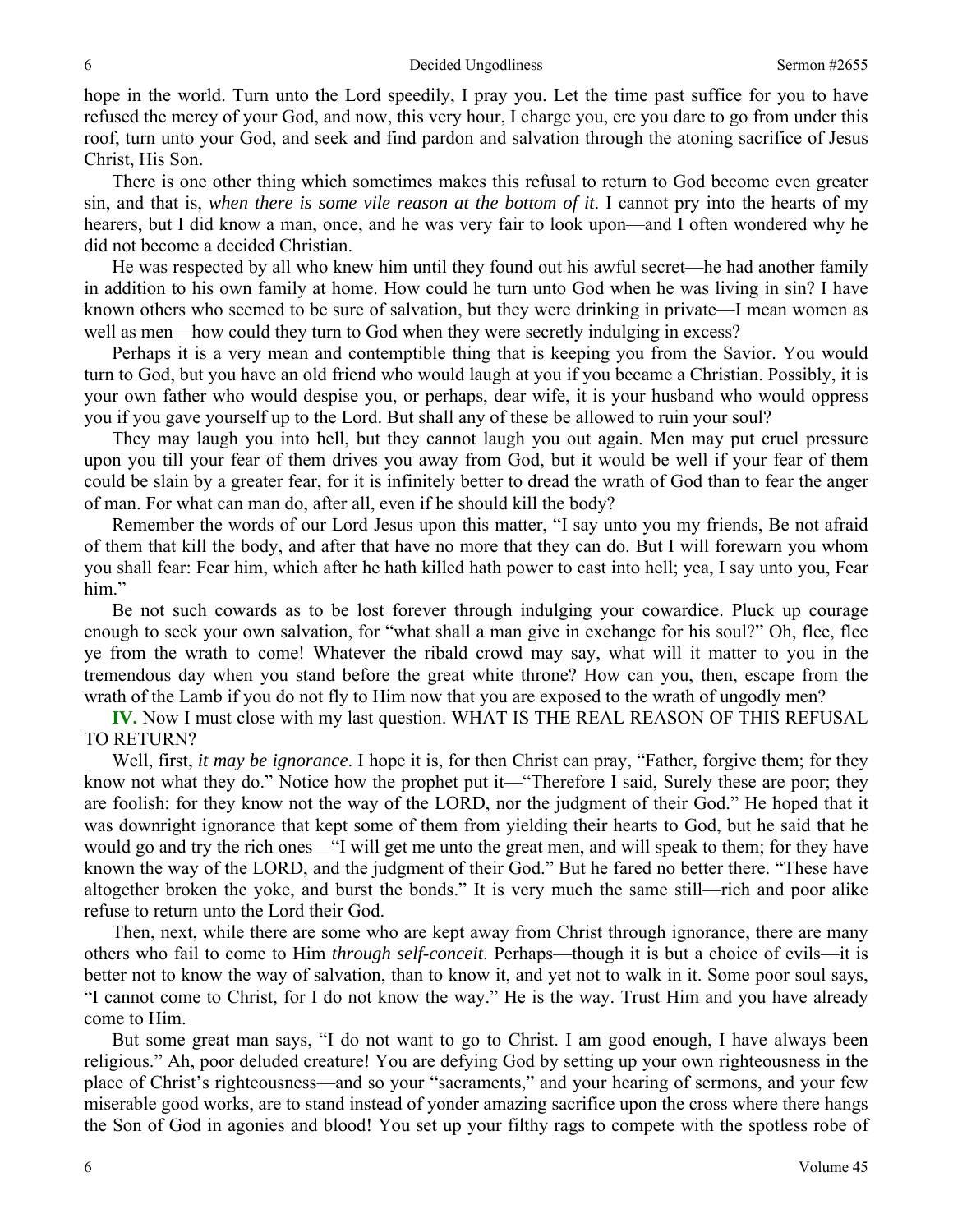hope in the world. Turn unto the Lord speedily, I pray you. Let the time past suffice for you to have refused the mercy of your God, and now, this very hour, I charge you, ere you dare to go from under this roof, turn unto your God, and seek and find pardon and salvation through the atoning sacrifice of Jesus Christ, His Son.

There is one other thing which sometimes makes this refusal to return to God become even greater sin, and that is, *when there is some vile reason at the bottom of it*. I cannot pry into the hearts of my hearers, but I did know a man, once, and he was very fair to look upon—and I often wondered why he did not become a decided Christian.

He was respected by all who knew him until they found out his awful secret—he had another family in addition to his own family at home. How could he turn unto God when he was living in sin? I have known others who seemed to be sure of salvation, but they were drinking in private—I mean women as well as men—how could they turn to God when they were secretly indulging in excess?

Perhaps it is a very mean and contemptible thing that is keeping you from the Savior. You would turn to God, but you have an old friend who would laugh at you if you became a Christian. Possibly, it is your own father who would despise you, or perhaps, dear wife, it is your husband who would oppress you if you gave yourself up to the Lord. But shall any of these be allowed to ruin your soul?

They may laugh you into hell, but they cannot laugh you out again. Men may put cruel pressure upon you till your fear of them drives you away from God, but it would be well if your fear of them could be slain by a greater fear, for it is infinitely better to dread the wrath of God than to fear the anger of man. For what can man do, after all, even if he should kill the body?

Remember the words of our Lord Jesus upon this matter, "I say unto you my friends, Be not afraid of them that kill the body, and after that have no more that they can do. But I will forewarn you whom you shall fear: Fear him, which after he hath killed hath power to cast into hell; yea, I say unto you, Fear him."

Be not such cowards as to be lost forever through indulging your cowardice. Pluck up courage enough to seek your own salvation, for "what shall a man give in exchange for his soul?" Oh, flee, flee ye from the wrath to come! Whatever the ribald crowd may say, what will it matter to you in the tremendous day when you stand before the great white throne? How can you, then, escape from the wrath of the Lamb if you do not fly to Him now that you are exposed to the wrath of ungodly men?

**IV.** Now I must close with my last question. WHAT IS THE REAL REASON OF THIS REFUSAL TO RETURN?

Well, first, *it may be ignorance*. I hope it is, for then Christ can pray, "Father, forgive them; for they know not what they do." Notice how the prophet put it—"Therefore I said, Surely these are poor; they are foolish: for they know not the way of the LORD, nor the judgment of their God." He hoped that it was downright ignorance that kept some of them from yielding their hearts to God, but he said that he would go and try the rich ones—"I will get me unto the great men, and will speak to them; for they have known the way of the LORD, and the judgment of their God." But he fared no better there. "These have altogether broken the yoke, and burst the bonds." It is very much the same still—rich and poor alike refuse to return unto the Lord their God.

Then, next, while there are some who are kept away from Christ through ignorance, there are many others who fail to come to Him *through self-conceit*. Perhaps—though it is but a choice of evils—it is better not to know the way of salvation, than to know it, and yet not to walk in it. Some poor soul says, "I cannot come to Christ, for I do not know the way." He is the way. Trust Him and you have already come to Him.

But some great man says, "I do not want to go to Christ. I am good enough, I have always been religious." Ah, poor deluded creature! You are defying God by setting up your own righteousness in the place of Christ's righteousness—and so your "sacraments," and your hearing of sermons, and your few miserable good works, are to stand instead of yonder amazing sacrifice upon the cross where there hangs the Son of God in agonies and blood! You set up your filthy rags to compete with the spotless robe of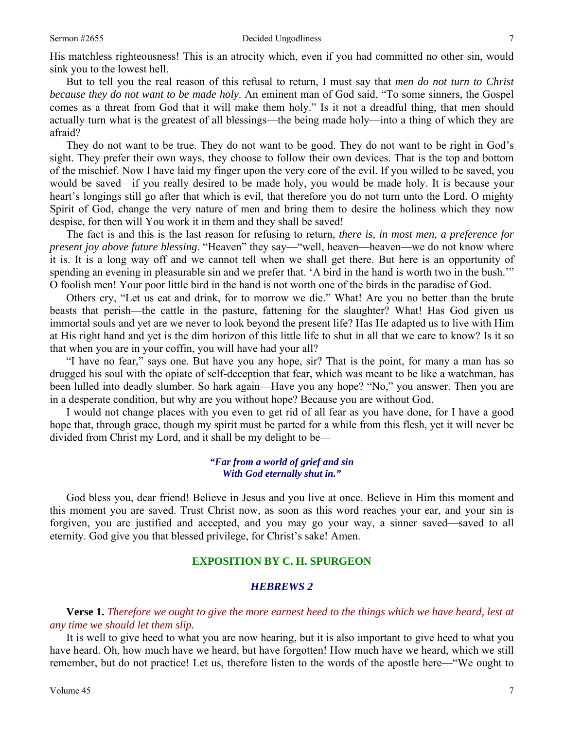His matchless righteousness! This is an atrocity which, even if you had committed no other sin, would sink you to the lowest hell.

But to tell you the real reason of this refusal to return, I must say that *men do not turn to Christ because they do not want to be made holy*. An eminent man of God said, "To some sinners, the Gospel comes as a threat from God that it will make them holy." Is it not a dreadful thing, that men should actually turn what is the greatest of all blessings—the being made holy—into a thing of which they are afraid?

They do not want to be true. They do not want to be good. They do not want to be right in God's sight. They prefer their own ways, they choose to follow their own devices. That is the top and bottom of the mischief. Now I have laid my finger upon the very core of the evil. If you willed to be saved, you would be saved—if you really desired to be made holy, you would be made holy. It is because your heart's longings still go after that which is evil, that therefore you do not turn unto the Lord. O mighty Spirit of God, change the very nature of men and bring them to desire the holiness which they now despise, for then will You work it in them and they shall be saved!

The fact is and this is the last reason for refusing to return, *there is, in most men, a preference for present joy above future blessing*. "Heaven" they say—"well, heaven—heaven—we do not know where it is. It is a long way off and we cannot tell when we shall get there. But here is an opportunity of spending an evening in pleasurable sin and we prefer that. 'A bird in the hand is worth two in the bush.'" O foolish men! Your poor little bird in the hand is not worth one of the birds in the paradise of God.

Others cry, "Let us eat and drink, for to morrow we die." What! Are you no better than the brute beasts that perish—the cattle in the pasture, fattening for the slaughter? What! Has God given us immortal souls and yet are we never to look beyond the present life? Has He adapted us to live with Him at His right hand and yet is the dim horizon of this little life to shut in all that we care to know? Is it so that when you are in your coffin, you will have had your all?

"I have no fear," says one. But have you any hope, sir? That is the point, for many a man has so drugged his soul with the opiate of self-deception that fear, which was meant to be like a watchman, has been lulled into deadly slumber. So hark again—Have you any hope? "No," you answer. Then you are in a desperate condition, but why are you without hope? Because you are without God.

I would not change places with you even to get rid of all fear as you have done, for I have a good hope that, through grace, though my spirit must be parted for a while from this flesh, yet it will never be divided from Christ my Lord, and it shall be my delight to be—

> ***"Far from a world of grief and sin***
> ***With God eternally shut in."***

God bless you, dear friend! Believe in Jesus and you live at once. Believe in Him this moment and this moment you are saved. Trust Christ now, as soon as this word reaches your ear, and your sin is forgiven, you are justified and accepted, and you may go your way, a sinner saved—saved to all eternity. God give you that blessed privilege, for Christ's sake! Amen.

## EXPOSITION BY C. H. SPURGEON

### *HEBREWS 2*

**Verse 1.** *Therefore we ought to give the more earnest heed to the things which we have heard, lest at any time we should let them slip.*

It is well to give heed to what you are now hearing, but it is also important to give heed to what you have heard. Oh, how much have we heard, but have forgotten! How much have we heard, which we still remember, but do not practice! Let us, therefore listen to the words of the apostle here—"We ought to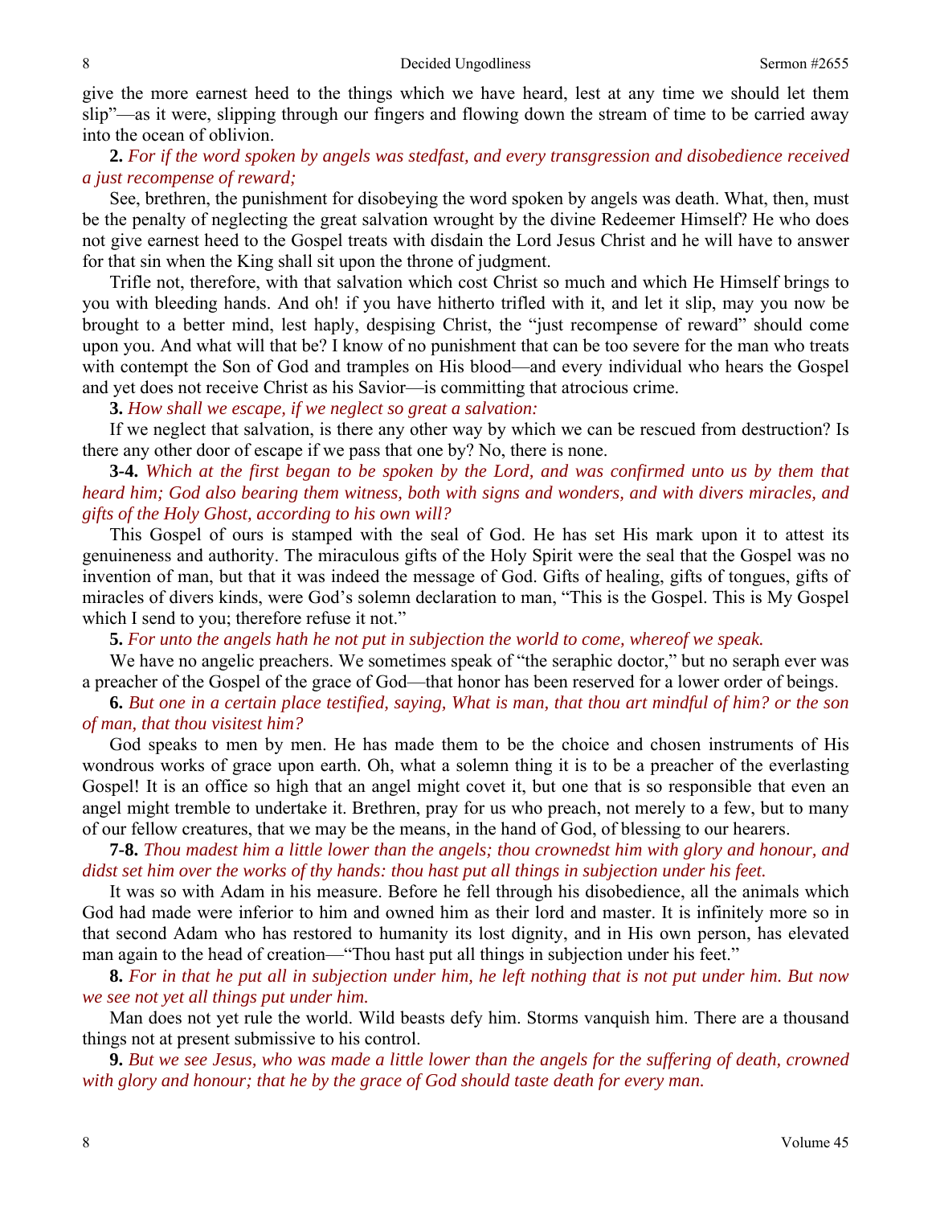give the more earnest heed to the things which we have heard, lest at any time we should let them slip"—as it were, slipping through our fingers and flowing down the stream of time to be carried away into the ocean of oblivion.

**2.** *For if the word spoken by angels was stedfast, and every transgression and disobedience received a just recompense of reward;*

See, brethren, the punishment for disobeying the word spoken by angels was death. What, then, must be the penalty of neglecting the great salvation wrought by the divine Redeemer Himself? He who does not give earnest heed to the Gospel treats with disdain the Lord Jesus Christ and he will have to answer for that sin when the King shall sit upon the throne of judgment.

Trifle not, therefore, with that salvation which cost Christ so much and which He Himself brings to you with bleeding hands. And oh! if you have hitherto trifled with it, and let it slip, may you now be brought to a better mind, lest haply, despising Christ, the "just recompense of reward" should come upon you. And what will that be? I know of no punishment that can be too severe for the man who treats with contempt the Son of God and tramples on His blood—and every individual who hears the Gospel and yet does not receive Christ as his Savior—is committing that atrocious crime.

**3.** *How shall we escape, if we neglect so great a salvation:*

If we neglect that salvation, is there any other way by which we can be rescued from destruction? Is there any other door of escape if we pass that one by? No, there is none.

**3-4.** *Which at the first began to be spoken by the Lord, and was confirmed unto us by them that heard him; God also bearing them witness, both with signs and wonders, and with divers miracles, and gifts of the Holy Ghost, according to his own will?*

This Gospel of ours is stamped with the seal of God. He has set His mark upon it to attest its genuineness and authority. The miraculous gifts of the Holy Spirit were the seal that the Gospel was no invention of man, but that it was indeed the message of God. Gifts of healing, gifts of tongues, gifts of miracles of divers kinds, were God's solemn declaration to man, "This is the Gospel. This is My Gospel which I send to you; therefore refuse it not."

**5.** *For unto the angels hath he not put in subjection the world to come, whereof we speak.*

We have no angelic preachers. We sometimes speak of "the seraphic doctor," but no seraph ever was a preacher of the Gospel of the grace of God—that honor has been reserved for a lower order of beings.

**6.** *But one in a certain place testified, saying, What is man, that thou art mindful of him? or the son of man, that thou visitest him?*

God speaks to men by men. He has made them to be the choice and chosen instruments of His wondrous works of grace upon earth. Oh, what a solemn thing it is to be a preacher of the everlasting Gospel! It is an office so high that an angel might covet it, but one that is so responsible that even an angel might tremble to undertake it. Brethren, pray for us who preach, not merely to a few, but to many of our fellow creatures, that we may be the means, in the hand of God, of blessing to our hearers.

**7-8.** *Thou madest him a little lower than the angels; thou crownedst him with glory and honour, and didst set him over the works of thy hands: thou hast put all things in subjection under his feet.*

It was so with Adam in his measure. Before he fell through his disobedience, all the animals which God had made were inferior to him and owned him as their lord and master. It is infinitely more so in that second Adam who has restored to humanity its lost dignity, and in His own person, has elevated man again to the head of creation—"Thou hast put all things in subjection under his feet."

**8.** *For in that he put all in subjection under him, he left nothing that is not put under him. But now we see not yet all things put under him.*

Man does not yet rule the world. Wild beasts defy him. Storms vanquish him. There are a thousand things not at present submissive to his control.

**9.** *But we see Jesus, who was made a little lower than the angels for the suffering of death, crowned with glory and honour; that he by the grace of God should taste death for every man.*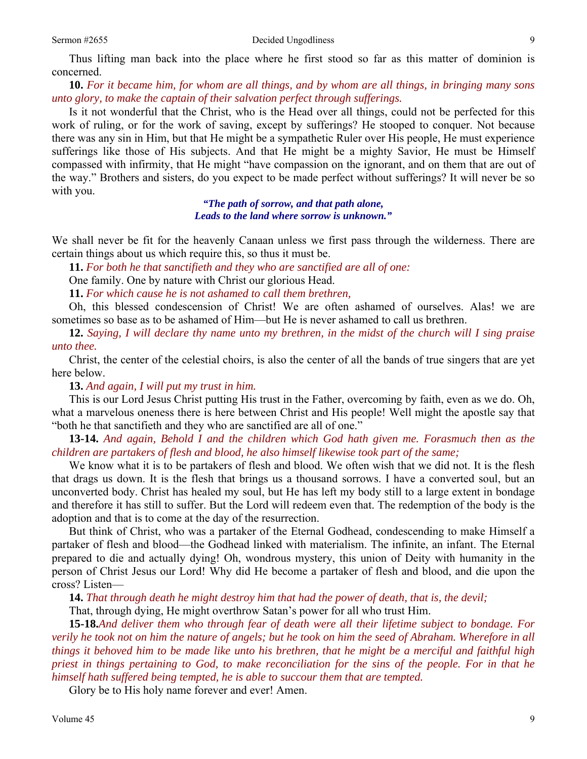Thus lifting man back into the place where he first stood so far as this matter of dominion is concerned.

**10.** *For it became him, for whom are all things, and by whom are all things, in bringing many sons unto glory, to make the captain of their salvation perfect through sufferings.*

Is it not wonderful that the Christ, who is the Head over all things, could not be perfected for this work of ruling, or for the work of saving, except by sufferings? He stooped to conquer. Not because there was any sin in Him, but that He might be a sympathetic Ruler over His people, He must experience sufferings like those of His subjects. And that He might be a mighty Savior, He must be Himself compassed with infirmity, that He might "have compassion on the ignorant, and on them that are out of the way." Brothers and sisters, do you expect to be made perfect without sufferings? It will never be so with you.

*"The path of sorrow, and that path alone,*
*Leads to the land where sorrow is unknown."*

We shall never be fit for the heavenly Canaan unless we first pass through the wilderness. There are certain things about us which require this, so thus it must be.

**11.** *For both he that sanctifieth and they who are sanctified are all of one:*

One family. One by nature with Christ our glorious Head.

**11.** *For which cause he is not ashamed to call them brethren,*

Oh, this blessed condescension of Christ! We are often ashamed of ourselves. Alas! we are sometimes so base as to be ashamed of Him—but He is never ashamed to call us brethren.

**12.** *Saying, I will declare thy name unto my brethren, in the midst of the church will I sing praise unto thee.*

Christ, the center of the celestial choirs, is also the center of all the bands of true singers that are yet here below.

**13.** *And again, I will put my trust in him.*

This is our Lord Jesus Christ putting His trust in the Father, overcoming by faith, even as we do. Oh, what a marvelous oneness there is here between Christ and His people! Well might the apostle say that "both he that sanctifieth and they who are sanctified are all of one."

**13-14.** *And again, Behold I and the children which God hath given me. Forasmuch then as the children are partakers of flesh and blood, he also himself likewise took part of the same;*

We know what it is to be partakers of flesh and blood. We often wish that we did not. It is the flesh that drags us down. It is the flesh that brings us a thousand sorrows. I have a converted soul, but an unconverted body. Christ has healed my soul, but He has left my body still to a large extent in bondage and therefore it has still to suffer. But the Lord will redeem even that. The redemption of the body is the adoption and that is to come at the day of the resurrection.

But think of Christ, who was a partaker of the Eternal Godhead, condescending to make Himself a partaker of flesh and blood—the Godhead linked with materialism. The infinite, an infant. The Eternal prepared to die and actually dying! Oh, wondrous mystery, this union of Deity with humanity in the person of Christ Jesus our Lord! Why did He become a partaker of flesh and blood, and die upon the cross? Listen—

**14.** *That through death he might destroy him that had the power of death, that is, the devil;*

That, through dying, He might overthrow Satan's power for all who trust Him.

**15-18.** *And deliver them who through fear of death were all their lifetime subject to bondage. For verily he took not on him the nature of angels; but he took on him the seed of Abraham. Wherefore in all things it behoved him to be made like unto his brethren, that he might be a merciful and faithful high priest in things pertaining to God, to make reconciliation for the sins of the people. For in that he himself hath suffered being tempted, he is able to succour them that are tempted.*

Glory be to His holy name forever and ever! Amen.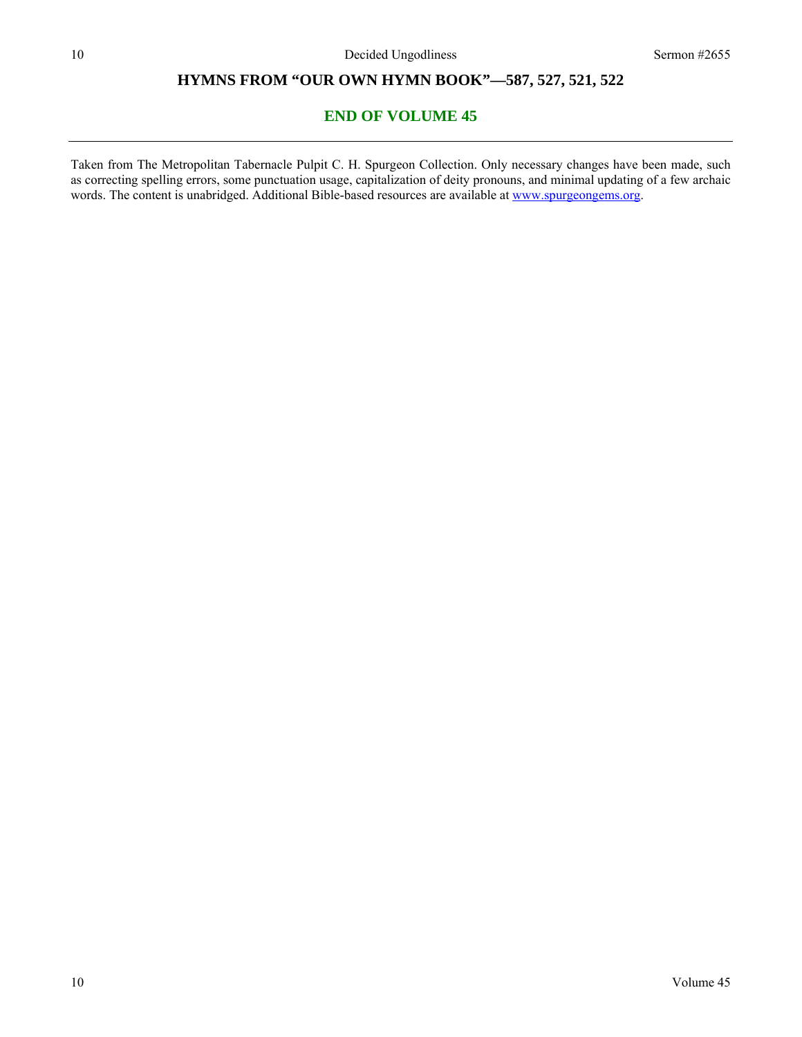## HYMNS FROM "OUR OWN HYMN BOOK"—587, 527, 521, 522

## END OF VOLUME 45

---

Taken from The Metropolitan Tabernacle Pulpit C. H. Spurgeon Collection. Only necessary changes have been made, such as correcting spelling errors, some punctuation usage, capitalization of deity pronouns, and minimal updating of a few archaic words. The content is unabridged. Additional Bible-based resources are available at [www.spurgeongems.org](http://www.spurgeongems.org).